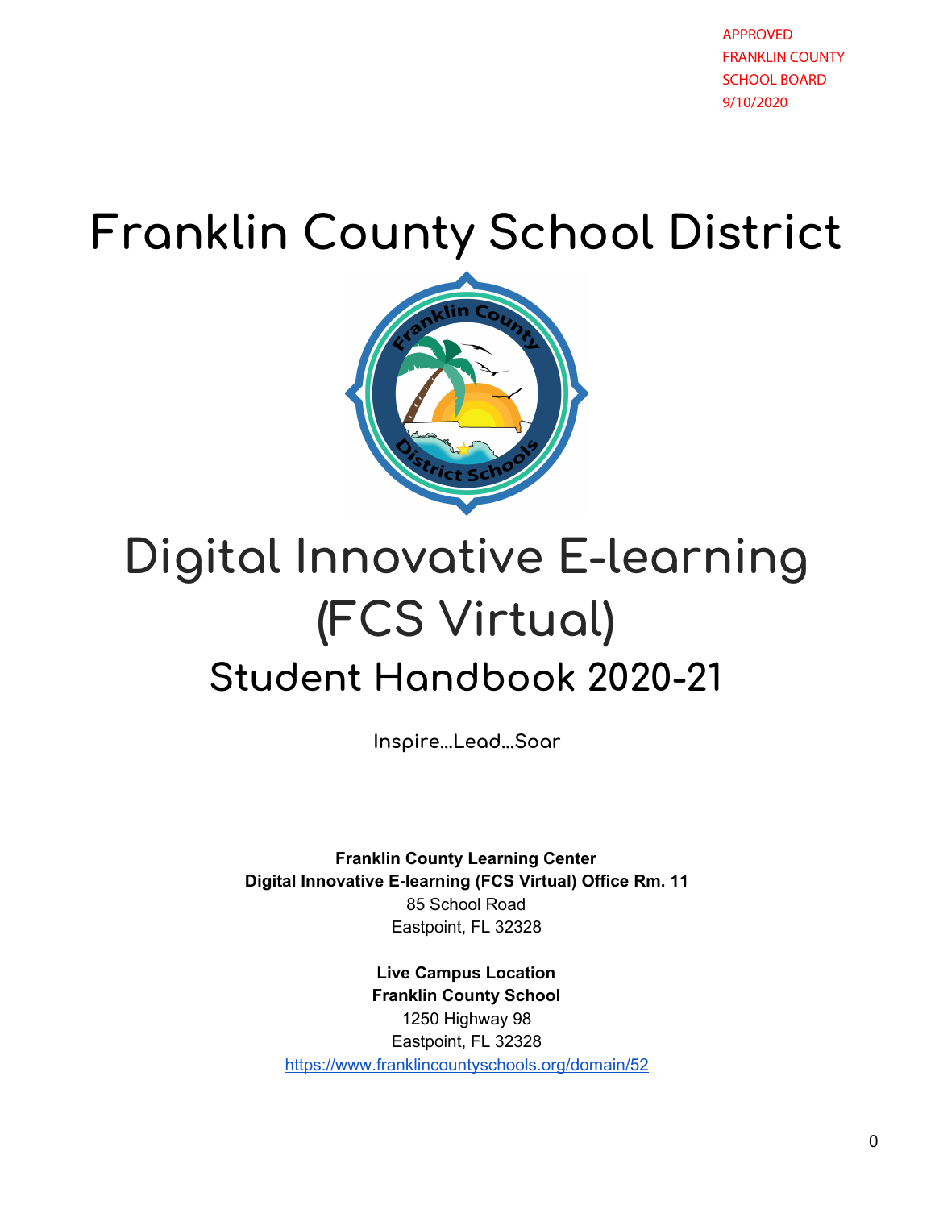APPROVED
FRANKLIN COUNTY
SCHOOL BOARD
9/10/2020

# Franklin County School District

# Digital Innovative E-learning (FCS Virtual)

## Student Handbook 2020-21

Inspire...Lead...Soar

**Franklin County Learning Center**
**Digital Innovative E-learning (FCS Virtual) Office Rm. 11**
85 School Road
Eastpoint, FL 32328

**Live Campus Location**
**Franklin County School**
1250 Highway 98
Eastpoint, FL 32328
https://www.franklincountyschools.org/domain/52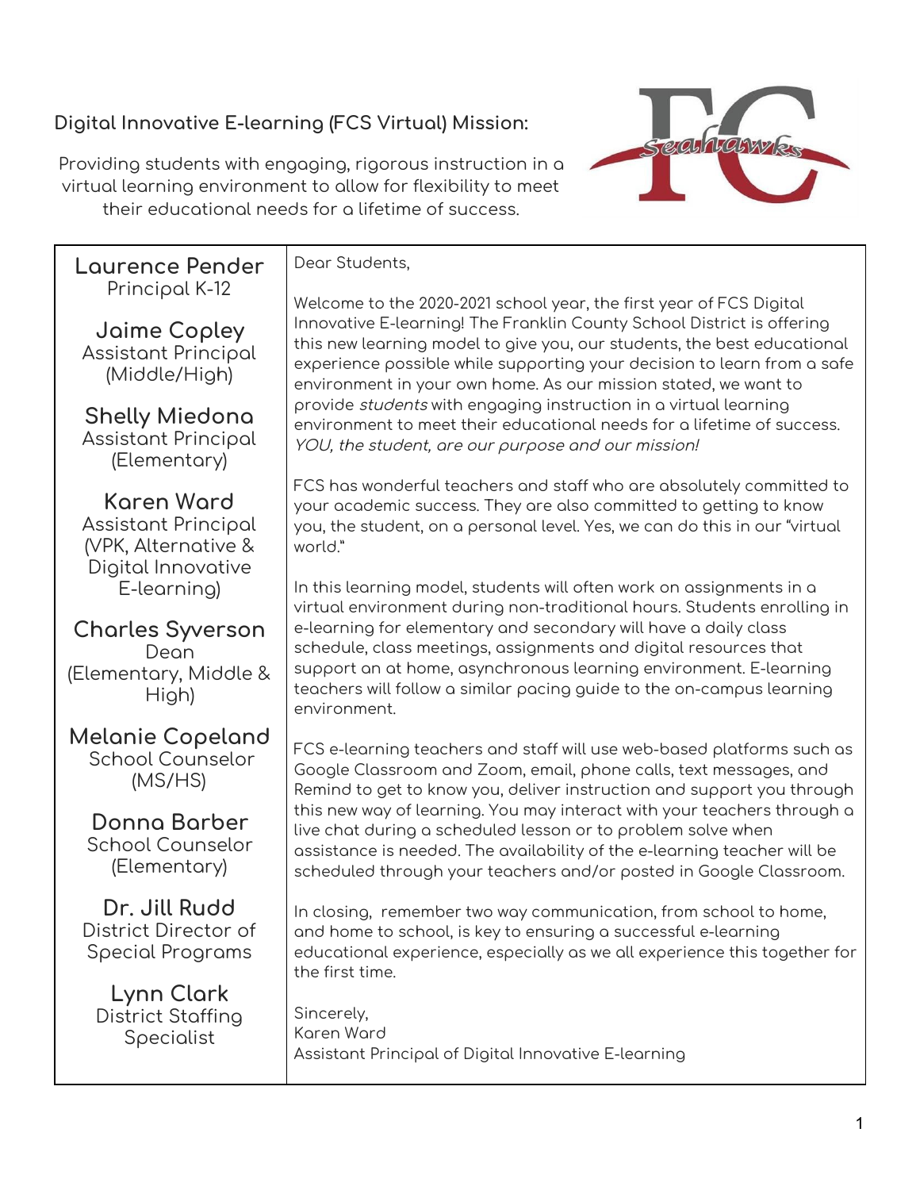**Digital Innovative E-learning (FCS Virtual) Mission:**

Providing students with engaging, rigorous instruction in a virtual learning environment to allow for flexibility to meet their educational needs for a lifetime of success.

**Laurence Pender**
Principal K-12

**Jaime Copley**
Assistant Principal (Middle/High)

**Shelly Miedona**
Assistant Principal (Elementary)

**Karen Ward**
Assistant Principal (VPK, Alternative & Digital Innovative E-learning)

**Charles Syverson**
Dean (Elementary, Middle & High)

**Melanie Copeland**
School Counselor (MS/HS)

**Donna Barber**
School Counselor (Elementary)

**Dr. Jill Rudd**
District Director of Special Programs

**Lynn Clark**
District Staffing Specialist

Dear Students,

Welcome to the 2020-2021 school year, the first year of FCS Digital Innovative E-learning! The Franklin County School District is offering this new learning model to give you, our students, the best educational experience possible while supporting your decision to learn from a safe environment in your own home. As our mission stated, we want to provide *students* with engaging instruction in a virtual learning environment to meet their educational needs for a lifetime of success. *YOU, the student, are our purpose and our mission!*

FCS has wonderful teachers and staff who are absolutely committed to your academic success. They are also committed to getting to know you, the student, on a personal level. Yes, we can do this in our "virtual world."

In this learning model, students will often work on assignments in a virtual environment during non-traditional hours. Students enrolling in e-learning for elementary and secondary will have a daily class schedule, class meetings, assignments and digital resources that support an at home, asynchronous learning environment. E-learning teachers will follow a similar pacing guide to the on-campus learning environment.

FCS e-learning teachers and staff will use web-based platforms such as Google Classroom and Zoom, email, phone calls, text messages, and Remind to get to know you, deliver instruction and support you through this new way of learning. You may interact with your teachers through a live chat during a scheduled lesson or to problem solve when assistance is needed. The availability of the e-learning teacher will be scheduled through your teachers and/or posted in Google Classroom.

In closing, remember two way communication, from school to home, and home to school, is key to ensuring a successful e-learning educational experience, especially as we all experience this together for the first time.

Sincerely,
Karen Ward
Assistant Principal of Digital Innovative E-learning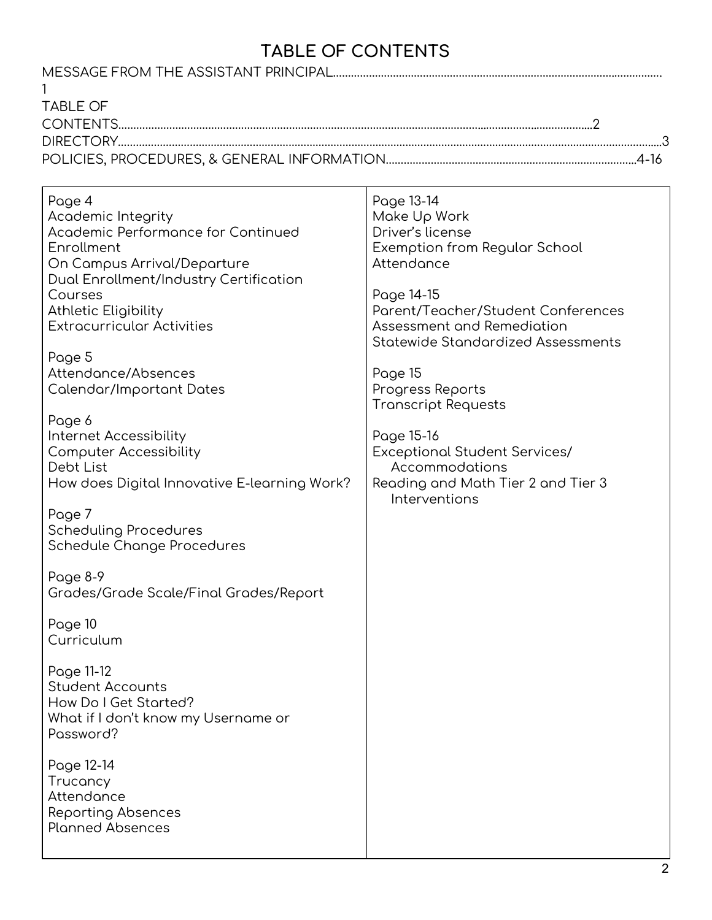# TABLE OF CONTENTS

MESSAGE FROM THE ASSISTANT PRINCIPAL............................................................................................................ 1

TABLE OF CONTENTS..............................................................................................................................................2

DIRECTORY......................................................................................................................................................................3

POLICIES, PROCEDURES, & GENERAL INFORMATION...................................................................................4-16

**Page 4**
Academic Integrity
Academic Performance for Continued Enrollment
On Campus Arrival/Departure
Dual Enrollment/Industry Certification Courses
Athletic Eligibility
Extracurricular Activities

**Page 5**
Attendance/Absences
Calendar/Important Dates

**Page 6**
Internet Accessibility
Computer Accessibility
Debt List
How does Digital Innovative E-learning Work?

**Page 7**
Scheduling Procedures
Schedule Change Procedures

**Page 8-9**
Grades/Grade Scale/Final Grades/Report

**Page 10**
Curriculum

**Page 11-12**
Student Accounts
How Do I Get Started?
What if I don't know my Username or Password?

**Page 12-14**
Trucancy
Attendance
Reporting Absences
Planned Absences

**Page 13-14**
Make Up Work
Driver's license
Exemption from Regular School Attendance

**Page 14-15**
Parent/Teacher/Student Conferences
Assessment and Remediation
Statewide Standardized Assessments

**Page 15**
Progress Reports
Transcript Requests

**Page 15-16**
Exceptional Student Services/ Accommodations
Reading and Math Tier 2 and Tier 3 Interventions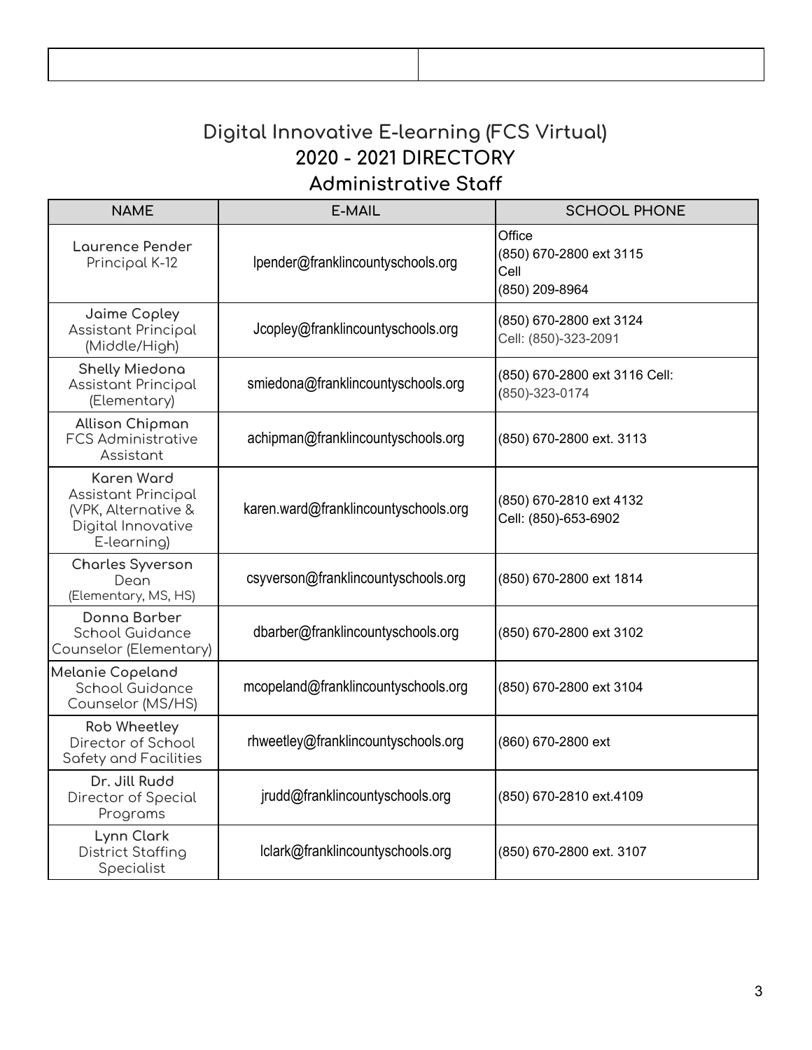| | |
|---|---|
| | |

# Digital Innovative E-learning (FCS Virtual)

## 2020 - 2021 DIRECTORY

## Administrative Staff

| NAME | E-MAIL | SCHOOL PHONE |
|---|---|---|
| **Laurence Pender**<br>Principal K-12 | lpender@franklincountyschools.org | Office<br>(850) 670-2800 ext 3115<br>Cell<br>(850) 209-8964 |
| **Jaime Copley**<br>Assistant Principal (Middle/High) | Jcopley@franklincountyschools.org | (850) 670-2800 ext 3124<br>Cell: (850)-323-2091 |
| **Shelly Miedona**<br>Assistant Principal (Elementary) | smiedona@franklincountyschools.org | (850) 670-2800 ext 3116 Cell: (850)-323-0174 |
| **Allison Chipman**<br>FCS Administrative Assistant | achipman@franklincountyschools.org | (850) 670-2800 ext. 3113 |
| **Karen Ward**<br>Assistant Principal (VPK, Alternative & Digital Innovative E-learning) | karen.ward@franklincountyschools.org | (850) 670-2810 ext 4132<br>Cell: (850)-653-6902 |
| **Charles Syverson**<br>Dean<br>(Elementary, MS, HS) | csyverson@franklincountyschools.org | (850) 670-2800 ext 1814 |
| **Donna Barber**<br>School Guidance Counselor (Elementary) | dbarber@franklincountyschools.org | (850) 670-2800 ext 3102 |
| **Melanie Copeland**<br>School Guidance Counselor (MS/HS) | mcopeland@franklincountyschools.org | (850) 670-2800 ext 3104 |
| **Rob Wheetley**<br>Director of School Safety and Facilities | rhweetley@franklincountyschools.org | (860) 670-2800 ext |
| **Dr. Jill Rudd**<br>Director of Special Programs | jrudd@franklincountyschools.org | (850) 670-2810 ext.4109 |
| **Lynn Clark**<br>District Staffing Specialist | lclark@franklincountyschools.org | (850) 670-2800 ext. 3107 |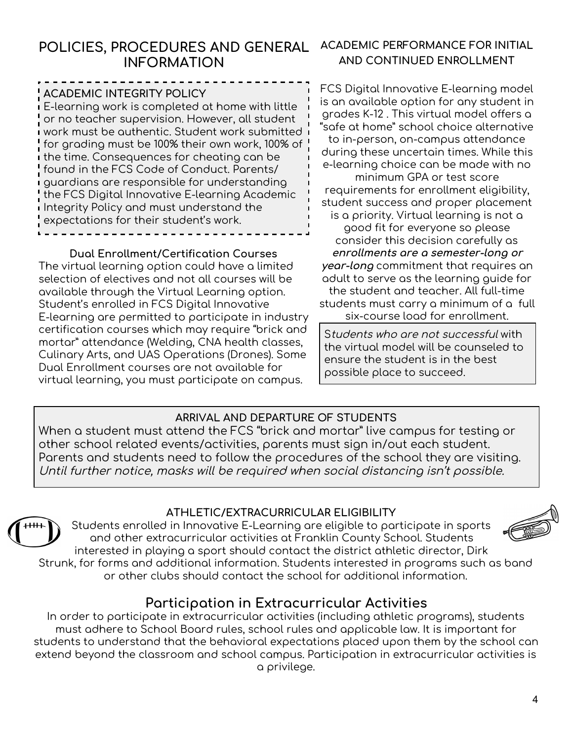# POLICIES, PROCEDURES AND GENERAL INFORMATION

### ACADEMIC INTEGRITY POLICY

E-learning work is completed at home with little or no teacher supervision. However, all student work must be authentic. Student work submitted for grading must be 100% their own work, 100% of the time. Consequences for cheating can be found in the FCS Code of Conduct. Parents/guardians are responsible for understanding the FCS Digital Innovative E-learning Academic Integrity Policy and must understand the expectations for their student's work.

### Dual Enrollment/Certification Courses

The virtual learning option could have a limited selection of electives and not all courses will be available through the Virtual Learning option. Student's enrolled in FCS Digital Innovative E-learning are permitted to participate in industry certification courses which may require "brick and mortar" attendance (Welding, CNA health classes, Culinary Arts, and UAS Operations (Drones). Some Dual Enrollment courses are not available for virtual learning, you must participate on campus.

## ACADEMIC PERFORMANCE FOR INITIAL AND CONTINUED ENROLLMENT

FCS Digital Innovative E-learning model is an available option for any student in grades K-12 . This virtual model offers a "safe at home" school choice alternative to in-person, on-campus attendance during these uncertain times. While this e-learning choice can be made with no minimum GPA or test score requirements for enrollment eligibility, student success and proper placement is a priority. Virtual learning is not a good fit for everyone so please consider this decision carefully as ***enrollments are a semester-long or year-long*** commitment that requires an adult to serve as the learning guide for the student and teacher. All full-time students must carry a minimum of a full six-course load for enrollment.

S*tudents who are not successful* with the virtual model will be counseled to ensure the student is in the best possible place to succeed.

### ARRIVAL AND DEPARTURE OF STUDENTS

When a student must attend the FCS "brick and mortar" live campus for testing or other school related events/activities, parents must sign in/out each student. Parents and students need to follow the procedures of the school they are visiting. *Until further notice, masks will be required when social distancing isn't possible.*

### ATHLETIC/EXTRACURRICULAR ELIGIBILITY

Students enrolled in Innovative E-Learning are eligible to participate in sports and other extracurricular activities at Franklin County School. Students interested in playing a sport should contact the district athletic director, Dirk Strunk, for forms and additional information. Students interested in programs such as band or other clubs should contact the school for additional information.

## Participation in Extracurricular Activities

In order to participate in extracurricular activities (including athletic programs), students must adhere to School Board rules, school rules and applicable law. It is important for students to understand that the behavioral expectations placed upon them by the school can extend beyond the classroom and school campus. Participation in extracurricular activities is a privilege.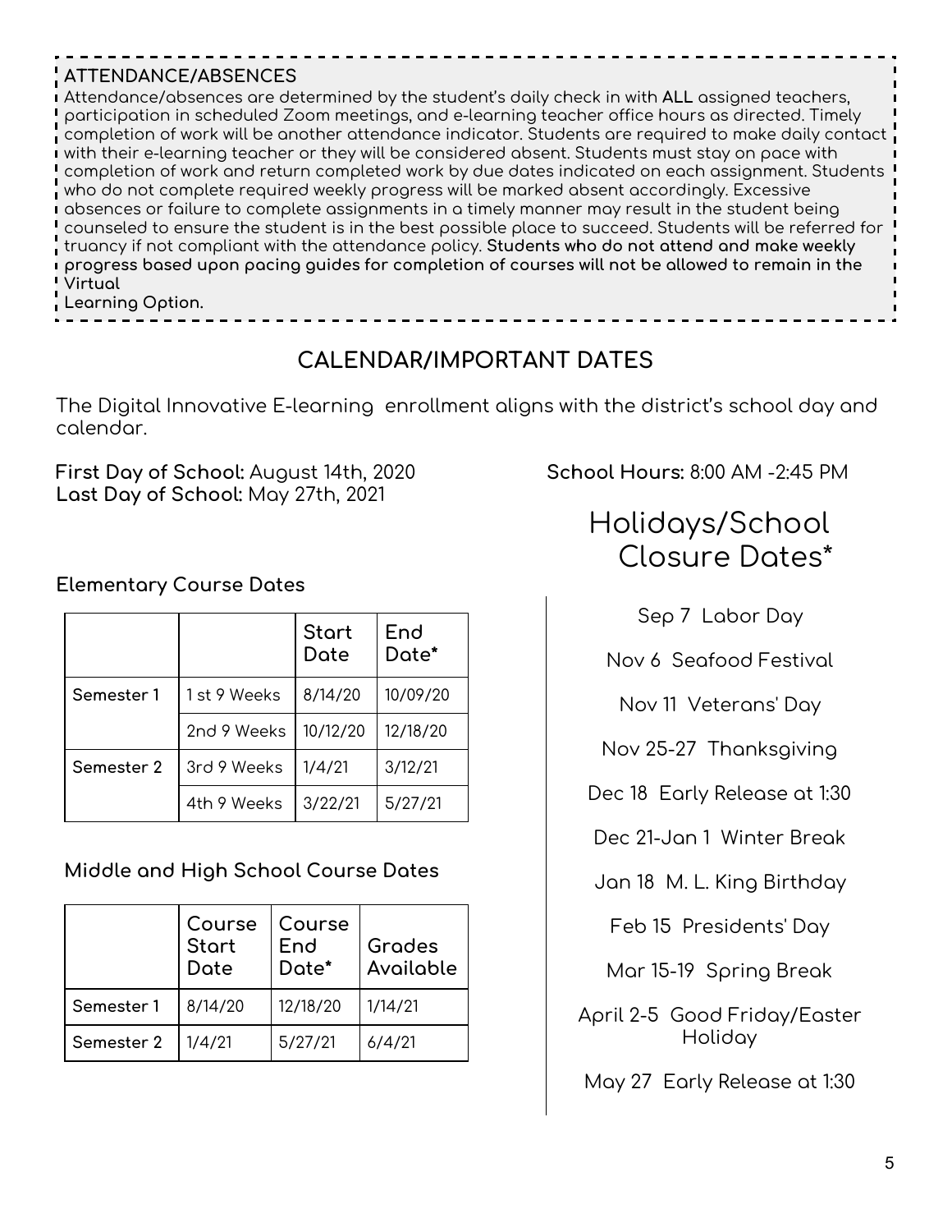**ATTENDANCE/ABSENCES**

Attendance/absences are determined by the student's daily check in with **ALL** assigned teachers, participation in scheduled Zoom meetings, and e-learning teacher office hours as directed. Timely completion of work will be another attendance indicator. Students are required to make daily contact with their e-learning teacher or they will be considered absent. Students must stay on pace with completion of work and return completed work by due dates indicated on each assignment. Students who do not complete required weekly progress will be marked absent accordingly. Excessive absences or failure to complete assignments in a timely manner may result in the student being counseled to ensure the student is in the best possible place to succeed. Students will be referred for truancy if not compliant with the attendance policy. **Students who do not attend and make weekly progress based upon pacing guides for completion of courses will not be allowed to remain in the Virtual Learning Option.**

## CALENDAR/IMPORTANT DATES

The Digital Innovative E-learning enrollment aligns with the district's school day and calendar.

**First Day of School:** August 14th, 2020
**Last Day of School:** May 27th, 2021

**School Hours:** 8:00 AM -2:45 PM

### Elementary Course Dates

| | | Start Date | End Date* |
|---|---|---|---|
| Semester 1 | 1 st 9 Weeks | 8/14/20 | 10/09/20 |
| | 2nd 9 Weeks | 10/12/20 | 12/18/20 |
| Semester 2 | 3rd 9 Weeks | 1/4/21 | 3/12/21 |
| | 4th 9 Weeks | 3/22/21 | 5/27/21 |

### Middle and High School Course Dates

| | Course Start Date | Course End Date* | Grades Available |
|---|---|---|---|
| Semester 1 | 8/14/20 | 12/18/20 | 1/14/21 |
| Semester 2 | 1/4/21 | 5/27/21 | 6/4/21 |

## Holidays/School Closure Dates*

Sep 7 Labor Day

Nov 6 Seafood Festival

Nov 11 Veterans' Day

Nov 25-27 Thanksgiving

Dec 18 Early Release at 1:30

Dec 21-Jan 1 Winter Break

Jan 18 M. L. King Birthday

Feb 15 Presidents' Day

Mar 15-19 Spring Break

April 2-5 Good Friday/Easter Holiday

May 27 Early Release at 1:30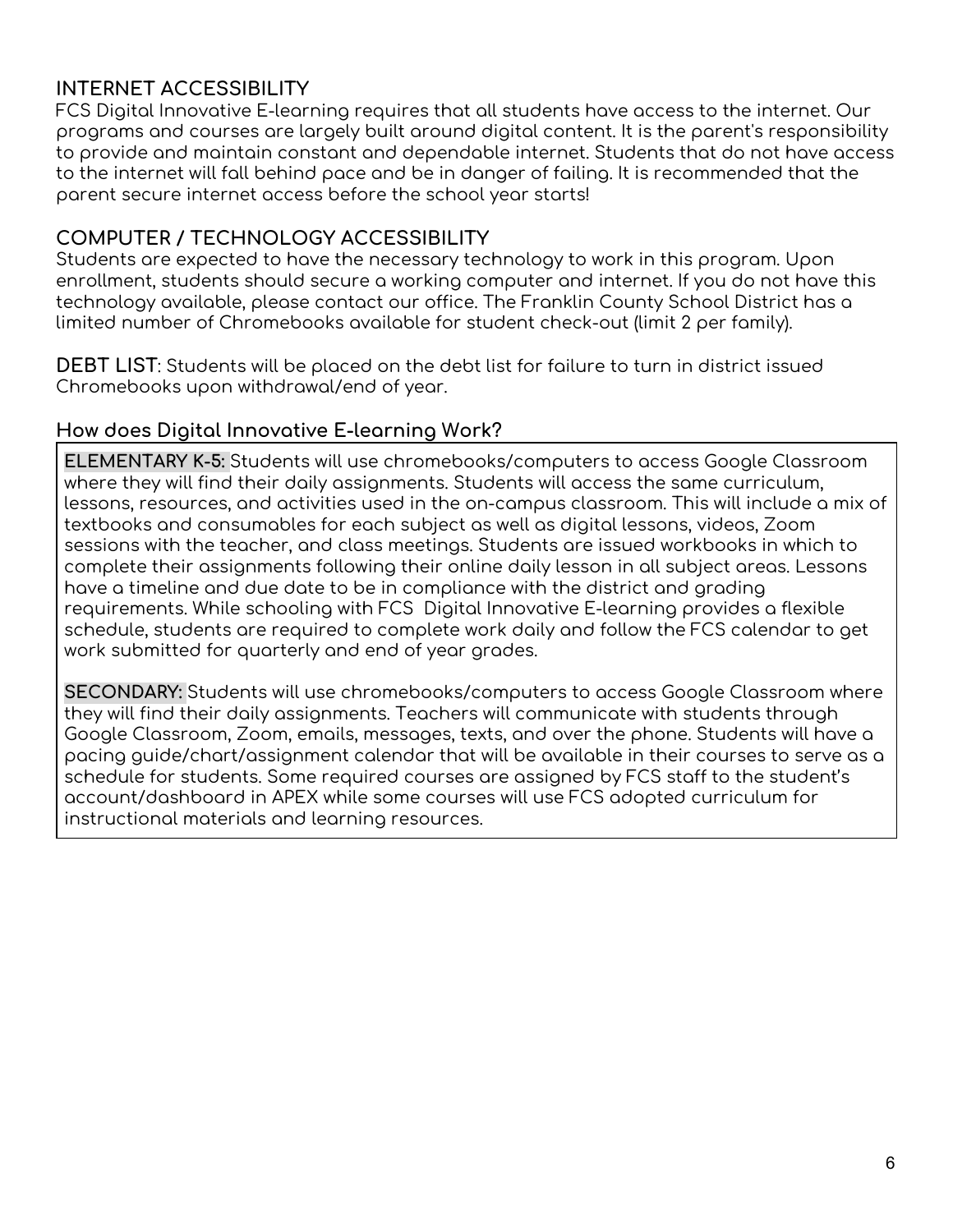## INTERNET ACCESSIBILITY

FCS Digital Innovative E-learning requires that all students have access to the internet. Our programs and courses are largely built around digital content. It is the parent's responsibility to provide and maintain constant and dependable internet. Students that do not have access to the internet will fall behind pace and be in danger of failing. It is recommended that the parent secure internet access before the school year starts!

## COMPUTER / TECHNOLOGY ACCESSIBILITY

Students are expected to have the necessary technology to work in this program. Upon enrollment, students should secure a working computer and internet. If you do not have this technology available, please contact our office. The Franklin County School District has a limited number of Chromebooks available for student check-out (limit 2 per family).

**DEBT LIST**: Students will be placed on the debt list for failure to turn in district issued Chromebooks upon withdrawal/end of year.

## How does Digital Innovative E-learning Work?

**ELEMENTARY K-5:** Students will use chromebooks/computers to access Google Classroom where they will find their daily assignments. Students will access the same curriculum, lessons, resources, and activities used in the on-campus classroom. This will include a mix of textbooks and consumables for each subject as well as digital lessons, videos, Zoom sessions with the teacher, and class meetings. Students are issued workbooks in which to complete their assignments following their online daily lesson in all subject areas. Lessons have a timeline and due date to be in compliance with the district and grading requirements. While schooling with FCS Digital Innovative E-learning provides a flexible schedule, students are required to complete work daily and follow the FCS calendar to get work submitted for quarterly and end of year grades.

**SECONDARY:** Students will use chromebooks/computers to access Google Classroom where they will find their daily assignments. Teachers will communicate with students through Google Classroom, Zoom, emails, messages, texts, and over the phone. Students will have a pacing guide/chart/assignment calendar that will be available in their courses to serve as a schedule for students. Some required courses are assigned by FCS staff to the student's account/dashboard in APEX while some courses will use FCS adopted curriculum for instructional materials and learning resources.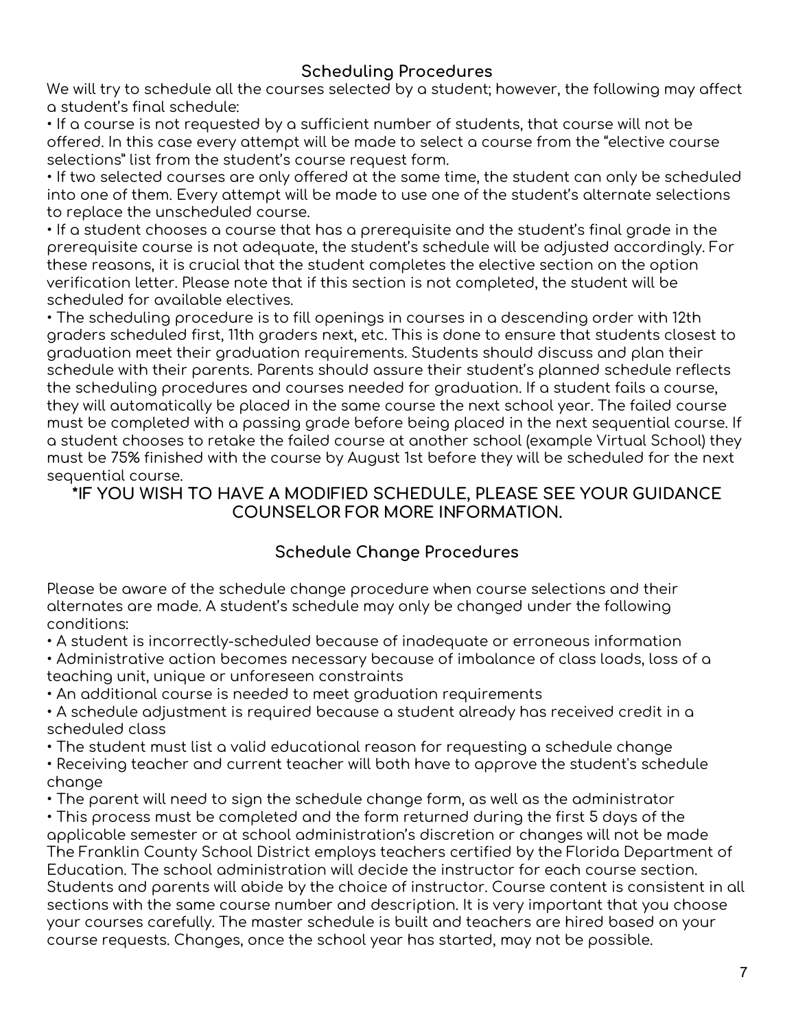## Scheduling Procedures

We will try to schedule all the courses selected by a student; however, the following may affect a student's final schedule:

- If a course is not requested by a sufficient number of students, that course will not be offered. In this case every attempt will be made to select a course from the "elective course selections" list from the student's course request form.
- If two selected courses are only offered at the same time, the student can only be scheduled into one of them. Every attempt will be made to use one of the student's alternate selections to replace the unscheduled course.
- If a student chooses a course that has a prerequisite and the student's final grade in the prerequisite course is not adequate, the student's schedule will be adjusted accordingly. For these reasons, it is crucial that the student completes the elective section on the option verification letter. Please note that if this section is not completed, the student will be scheduled for available electives.
- The scheduling procedure is to fill openings in courses in a descending order with 12th graders scheduled first, 11th graders next, etc. This is done to ensure that students closest to graduation meet their graduation requirements. Students should discuss and plan their schedule with their parents. Parents should assure their student's planned schedule reflects the scheduling procedures and courses needed for graduation. If a student fails a course, they will automatically be placed in the same course the next school year. The failed course must be completed with a passing grade before being placed in the next sequential course. If a student chooses to retake the failed course at another school (example Virtual School) they must be 75% finished with the course by August 1st before they will be scheduled for the next sequential course.

**\*IF YOU WISH TO HAVE A MODIFIED SCHEDULE, PLEASE SEE YOUR GUIDANCE COUNSELOR FOR MORE INFORMATION.**

## Schedule Change Procedures

Please be aware of the schedule change procedure when course selections and their alternates are made. A student's schedule may only be changed under the following conditions:

- A student is incorrectly-scheduled because of inadequate or erroneous information
- Administrative action becomes necessary because of imbalance of class loads, loss of a teaching unit, unique or unforeseen constraints
- An additional course is needed to meet graduation requirements
- A schedule adjustment is required because a student already has received credit in a scheduled class
- The student must list a valid educational reason for requesting a schedule change
- Receiving teacher and current teacher will both have to approve the student's schedule change
- The parent will need to sign the schedule change form, as well as the administrator
- This process must be completed and the form returned during the first 5 days of the applicable semester or at school administration's discretion or changes will not be made

The Franklin County School District employs teachers certified by the Florida Department of Education. The school administration will decide the instructor for each course section. Students and parents will abide by the choice of instructor. Course content is consistent in all sections with the same course number and description. It is very important that you choose your courses carefully. The master schedule is built and teachers are hired based on your course requests. Changes, once the school year has started, may not be possible.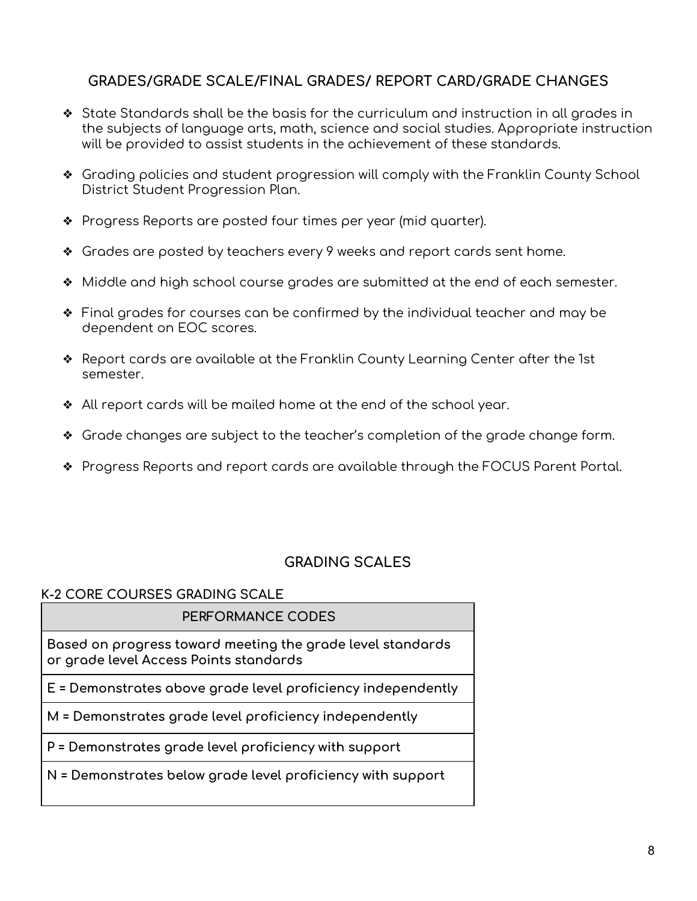## GRADES/GRADE SCALE/FINAL GRADES/ REPORT CARD/GRADE CHANGES

- State Standards shall be the basis for the curriculum and instruction in all grades in the subjects of language arts, math, science and social studies. Appropriate instruction will be provided to assist students in the achievement of these standards.
- Grading policies and student progression will comply with the Franklin County School District Student Progression Plan.
- Progress Reports are posted four times per year (mid quarter).
- Grades are posted by teachers every 9 weeks and report cards sent home.
- Middle and high school course grades are submitted at the end of each semester.
- Final grades for courses can be confirmed by the individual teacher and may be dependent on EOC scores.
- Report cards are available at the Franklin County Learning Center after the 1st semester.
- All report cards will be mailed home at the end of the school year.
- Grade changes are subject to the teacher's completion of the grade change form.
- Progress Reports and report cards are available through the FOCUS Parent Portal.

## GRADING SCALES

**K-2 CORE COURSES GRADING SCALE**

| PERFORMANCE CODES |
|---|
| **Based on progress toward meeting the grade level standards or grade level Access Points standards** |
| **E = Demonstrates above grade level proficiency independently** |
| **M = Demonstrates grade level proficiency independently** |
| **P = Demonstrates grade level proficiency with support** |
| **N = Demonstrates below grade level proficiency with support** |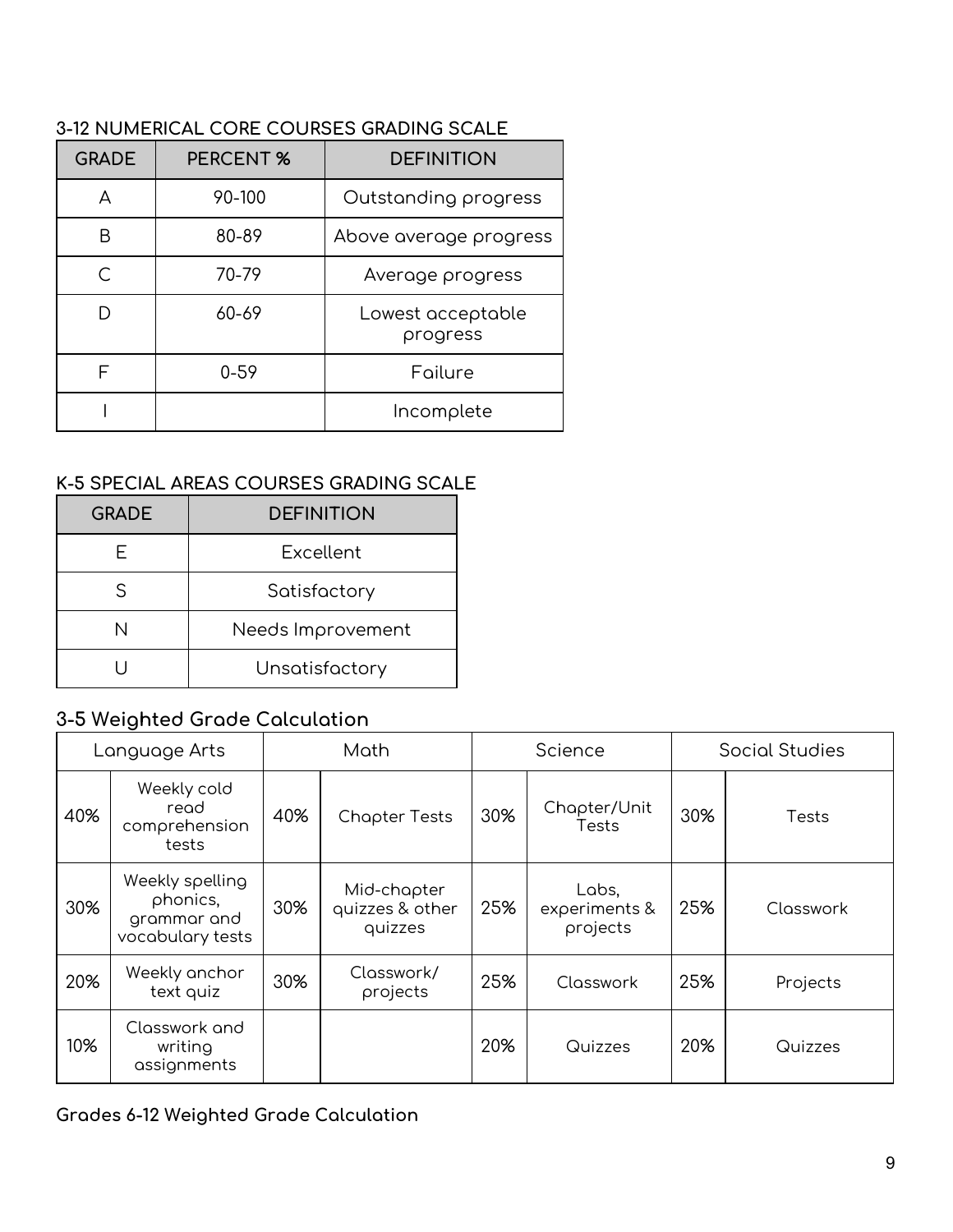### 3-12 NUMERICAL CORE COURSES GRADING SCALE

| GRADE | PERCENT % | DEFINITION |
|---|---|---|
| A | 90-100 | Outstanding progress |
| B | 80-89 | Above average progress |
| C | 70-79 | Average progress |
| D | 60-69 | Lowest acceptable progress |
| F | 0-59 | Failure |
| I | | Incomplete |

### K-5 SPECIAL AREAS COURSES GRADING SCALE

| GRADE | DEFINITION |
|---|---|
| E | Excellent |
| S | Satisfactory |
| N | Needs Improvement |
| U | Unsatisfactory |

### 3-5 Weighted Grade Calculation

| Language Arts | | Math | | Science | | Social Studies | |
|---|---|---|---|---|---|---|---|
| 40% | Weekly cold read comprehension tests | 40% | Chapter Tests | 30% | Chapter/Unit Tests | 30% | Tests |
| 30% | Weekly spelling phonics, grammar and vocabulary tests | 30% | Mid-chapter quizzes & other quizzes | 25% | Labs, experiments & projects | 25% | Classwork |
| 20% | Weekly anchor text quiz | 30% | Classwork/ projects | 25% | Classwork | 25% | Projects |
| 10% | Classwork and writing assignments | | | 20% | Quizzes | 20% | Quizzes |

### Grades 6-12 Weighted Grade Calculation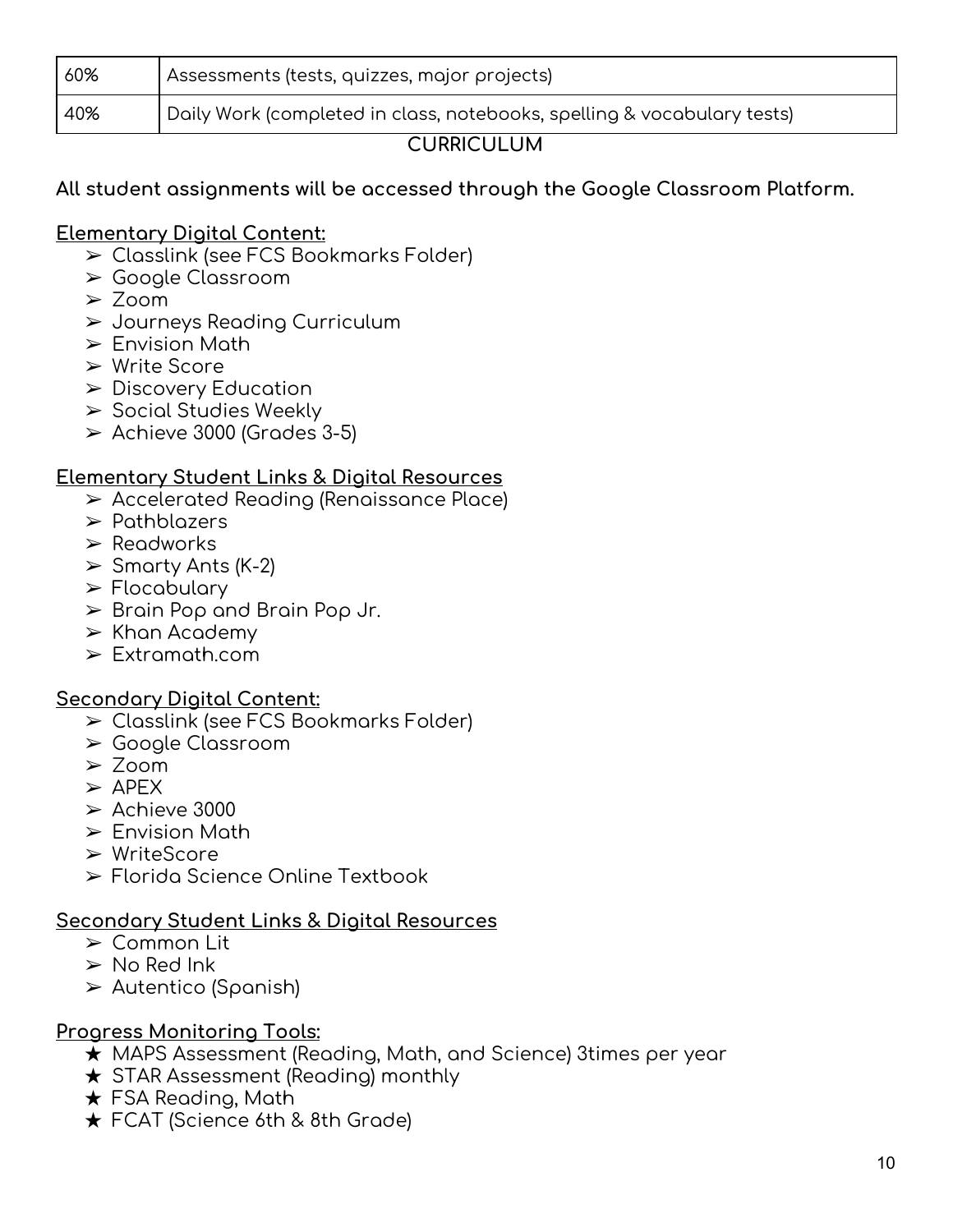| 60% | Assessments (tests, quizzes, major projects) |
| --- | --- |
| 40% | Daily Work (completed in class, notebooks, spelling & vocabulary tests) |

## CURRICULUM

**All student assignments will be accessed through the Google Classroom Platform.**

### Elementary Digital Content:

- Classlink (see FCS Bookmarks Folder)
- Google Classroom
- Zoom
- Journeys Reading Curriculum
- Envision Math
- Write Score
- Discovery Education
- Social Studies Weekly
- Achieve 3000 (Grades 3-5)

### Elementary Student Links & Digital Resources

- Accelerated Reading (Renaissance Place)
- Pathblazers
- Readworks
- Smarty Ants (K-2)
- Flocabulary
- Brain Pop and Brain Pop Jr.
- Khan Academy
- Extramath.com

### Secondary Digital Content:

- Classlink (see FCS Bookmarks Folder)
- Google Classroom
- Zoom
- APEX
- Achieve 3000
- Envision Math
- WriteScore
- Florida Science Online Textbook

### Secondary Student Links & Digital Resources

- Common Lit
- No Red Ink
- Autentico (Spanish)

### Progress Monitoring Tools:

- ★ MAPS Assessment (Reading, Math, and Science) 3times per year
- ★ STAR Assessment (Reading) monthly
- ★ FSA Reading, Math
- ★ FCAT (Science 6th & 8th Grade)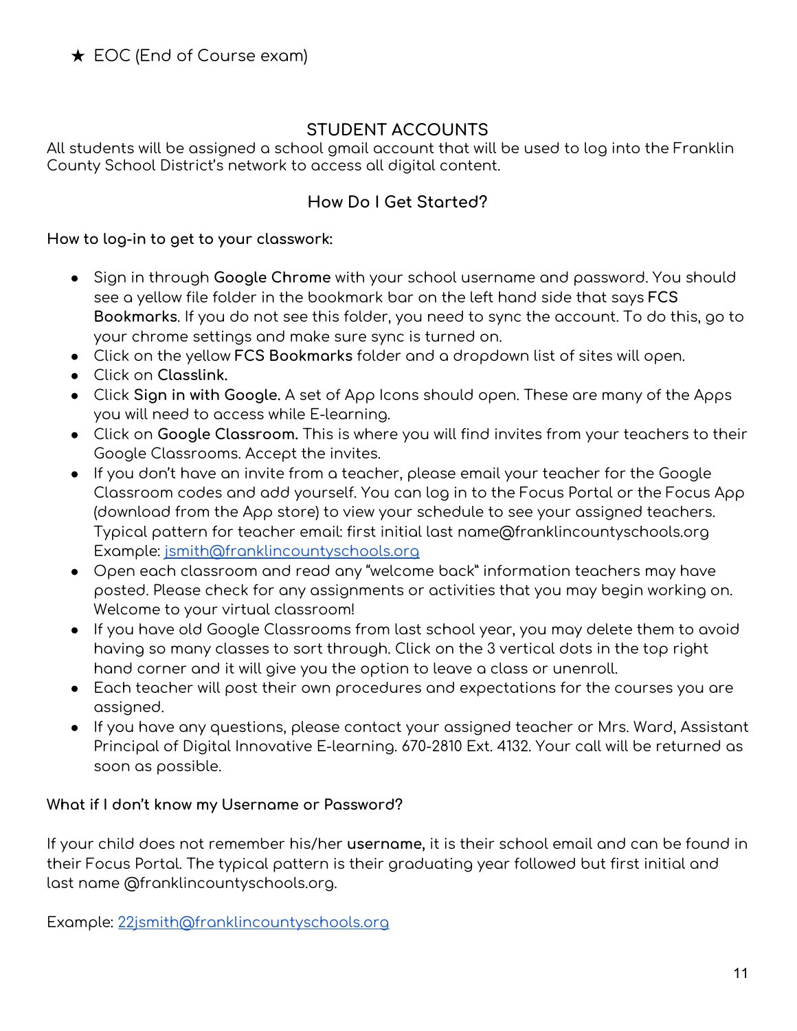★ EOC (End of Course exam)

## STUDENT ACCOUNTS

All students will be assigned a school gmail account that will be used to log into the Franklin County School District's network to access all digital content.

### How Do I Get Started?

**How to log-in to get to your classwork:**

- Sign in through **Google Chrome** with your school username and password. You should see a yellow file folder in the bookmark bar on the left hand side that says **FCS Bookmarks**. If you do not see this folder, you need to sync the account. To do this, go to your chrome settings and make sure sync is turned on.
- Click on the yellow **FCS Bookmarks** folder and a dropdown list of sites will open.
- Click on **Classlink.**
- Click **Sign in with Google.** A set of App Icons should open. These are many of the Apps you will need to access while E-learning.
- Click on **Google Classroom.** This is where you will find invites from your teachers to their Google Classrooms. Accept the invites.
- If you don't have an invite from a teacher, please email your teacher for the Google Classroom codes and add yourself. You can log in to the Focus Portal or the Focus App (download from the App store) to view your schedule to see your assigned teachers. Typical pattern for teacher email: first initial last name@franklincountyschools.org Example: jsmith@franklincountyschools.org
- Open each classroom and read any "welcome back" information teachers may have posted. Please check for any assignments or activities that you may begin working on. Welcome to your virtual classroom!
- If you have old Google Classrooms from last school year, you may delete them to avoid having so many classes to sort through. Click on the 3 vertical dots in the top right hand corner and it will give you the option to leave a class or unenroll.
- Each teacher will post their own procedures and expectations for the courses you are assigned.
- If you have any questions, please contact your assigned teacher or Mrs. Ward, Assistant Principal of Digital Innovative E-learning. 670-2810 Ext. 4132. Your call will be returned as soon as possible.

**What if I don't know my Username or Password?**

If your child does not remember his/her **username,** it is their school email and can be found in their Focus Portal. The typical pattern is their graduating year followed but first initial and last name @franklincountyschools.org.

Example: 22jsmith@franklincountyschools.org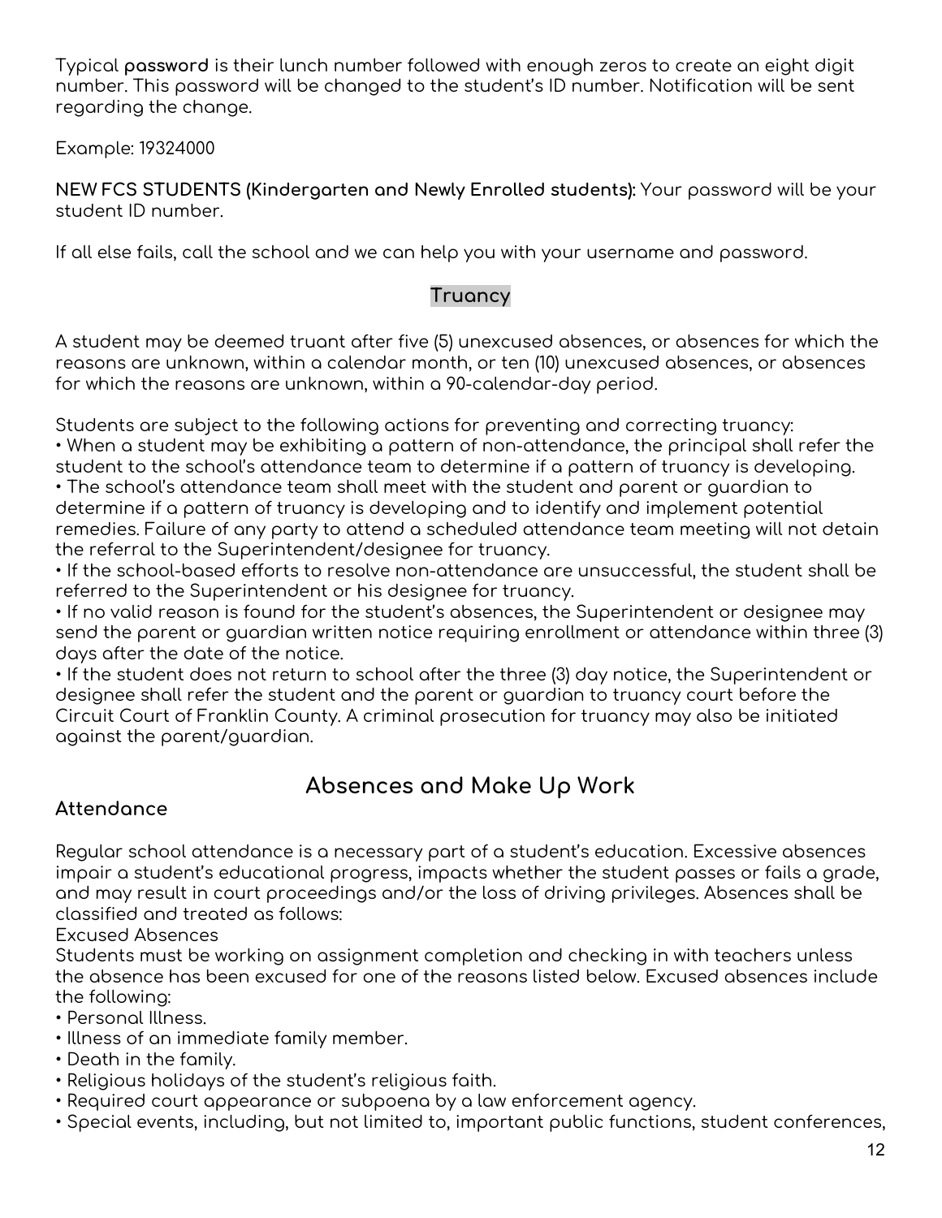Typical **password** is their lunch number followed with enough zeros to create an eight digit number. This password will be changed to the student's ID number. Notification will be sent regarding the change.

Example: 19324000

**NEW FCS STUDENTS (Kindergarten and Newly Enrolled students):** Your password will be your student ID number.

If all else fails, call the school and we can help you with your username and password.

### Truancy

A student may be deemed truant after five (5) unexcused absences, or absences for which the reasons are unknown, within a calendar month, or ten (10) unexcused absences, or absences for which the reasons are unknown, within a 90-calendar-day period.

Students are subject to the following actions for preventing and correcting truancy:

- When a student may be exhibiting a pattern of non-attendance, the principal shall refer the student to the school's attendance team to determine if a pattern of truancy is developing.
- The school's attendance team shall meet with the student and parent or guardian to determine if a pattern of truancy is developing and to identify and implement potential remedies. Failure of any party to attend a scheduled attendance team meeting will not detain the referral to the Superintendent/designee for truancy.
- If the school-based efforts to resolve non-attendance are unsuccessful, the student shall be referred to the Superintendent or his designee for truancy.
- If no valid reason is found for the student's absences, the Superintendent or designee may send the parent or guardian written notice requiring enrollment or attendance within three (3) days after the date of the notice.
- If the student does not return to school after the three (3) day notice, the Superintendent or designee shall refer the student and the parent or guardian to truancy court before the Circuit Court of Franklin County. A criminal prosecution for truancy may also be initiated against the parent/guardian.

## Absences and Make Up Work

### Attendance

Regular school attendance is a necessary part of a student's education. Excessive absences impair a student's educational progress, impacts whether the student passes or fails a grade, and may result in court proceedings and/or the loss of driving privileges. Absences shall be classified and treated as follows:

Excused Absences

Students must be working on assignment completion and checking in with teachers unless the absence has been excused for one of the reasons listed below. Excused absences include the following:

- Personal Illness.
- Illness of an immediate family member.
- Death in the family.
- Religious holidays of the student's religious faith.
- Required court appearance or subpoena by a law enforcement agency.
- Special events, including, but not limited to, important public functions, student conferences,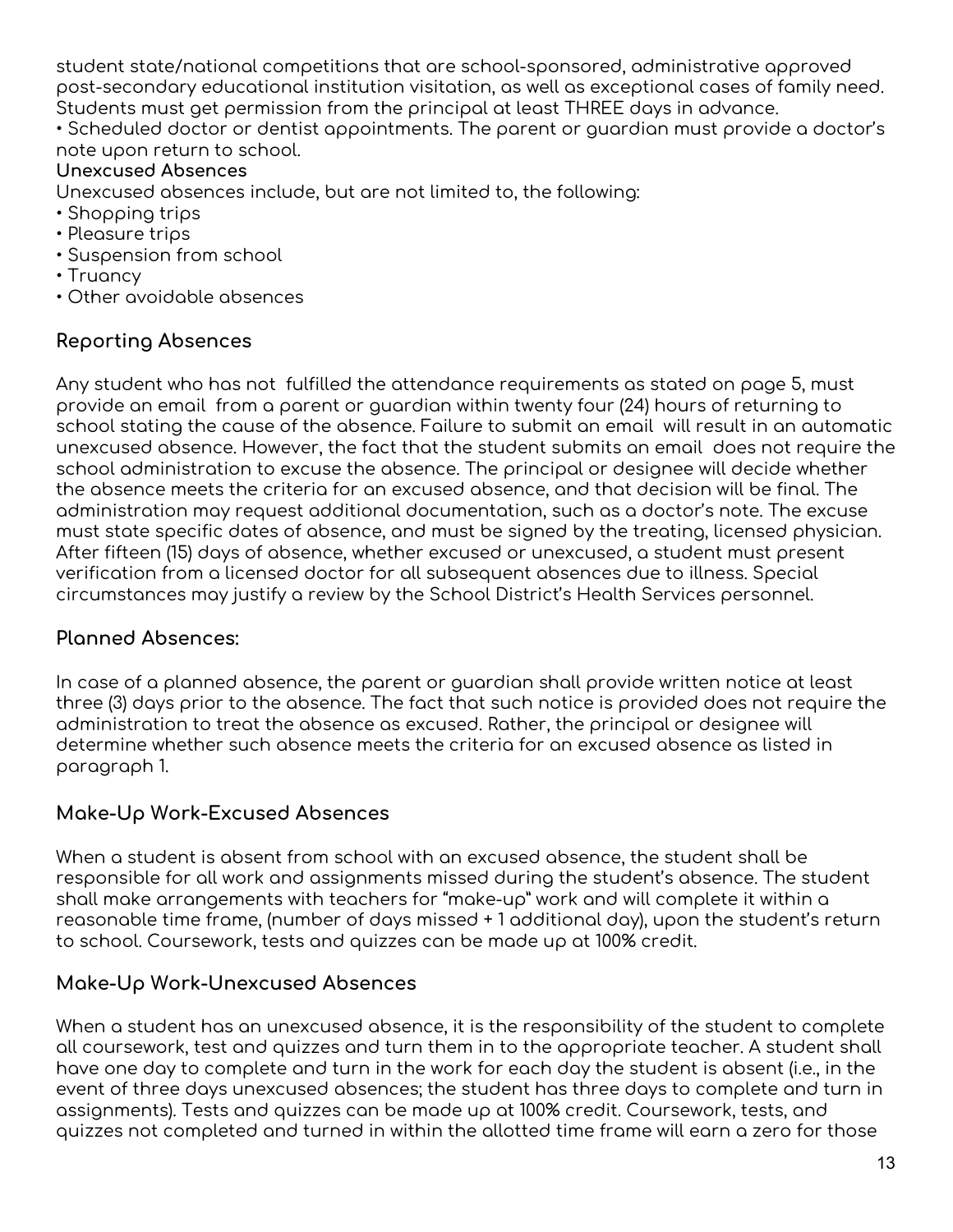student state/national competitions that are school-sponsored, administrative approved post-secondary educational institution visitation, as well as exceptional cases of family need. Students must get permission from the principal at least THREE days in advance.

- Scheduled doctor or dentist appointments. The parent or guardian must provide a doctor's note upon return to school.

**Unexcused Absences**

Unexcused absences include, but are not limited to, the following:

- Shopping trips
- Pleasure trips
- Suspension from school
- Truancy
- Other avoidable absences

## Reporting Absences

Any student who has not fulfilled the attendance requirements as stated on page 5, must provide an email from a parent or guardian within twenty four (24) hours of returning to school stating the cause of the absence. Failure to submit an email will result in an automatic unexcused absence. However, the fact that the student submits an email does not require the school administration to excuse the absence. The principal or designee will decide whether the absence meets the criteria for an excused absence, and that decision will be final. The administration may request additional documentation, such as a doctor's note. The excuse must state specific dates of absence, and must be signed by the treating, licensed physician. After fifteen (15) days of absence, whether excused or unexcused, a student must present verification from a licensed doctor for all subsequent absences due to illness. Special circumstances may justify a review by the School District's Health Services personnel.

## Planned Absences:

In case of a planned absence, the parent or guardian shall provide written notice at least three (3) days prior to the absence. The fact that such notice is provided does not require the administration to treat the absence as excused. Rather, the principal or designee will determine whether such absence meets the criteria for an excused absence as listed in paragraph 1.

## Make-Up Work-Excused Absences

When a student is absent from school with an excused absence, the student shall be responsible for all work and assignments missed during the student's absence. The student shall make arrangements with teachers for "make-up" work and will complete it within a reasonable time frame, (number of days missed + 1 additional day), upon the student's return to school. Coursework, tests and quizzes can be made up at 100% credit.

## Make-Up Work-Unexcused Absences

When a student has an unexcused absence, it is the responsibility of the student to complete all coursework, test and quizzes and turn them in to the appropriate teacher. A student shall have one day to complete and turn in the work for each day the student is absent (i.e., in the event of three days unexcused absences; the student has three days to complete and turn in assignments). Tests and quizzes can be made up at 100% credit. Coursework, tests, and quizzes not completed and turned in within the allotted time frame will earn a zero for those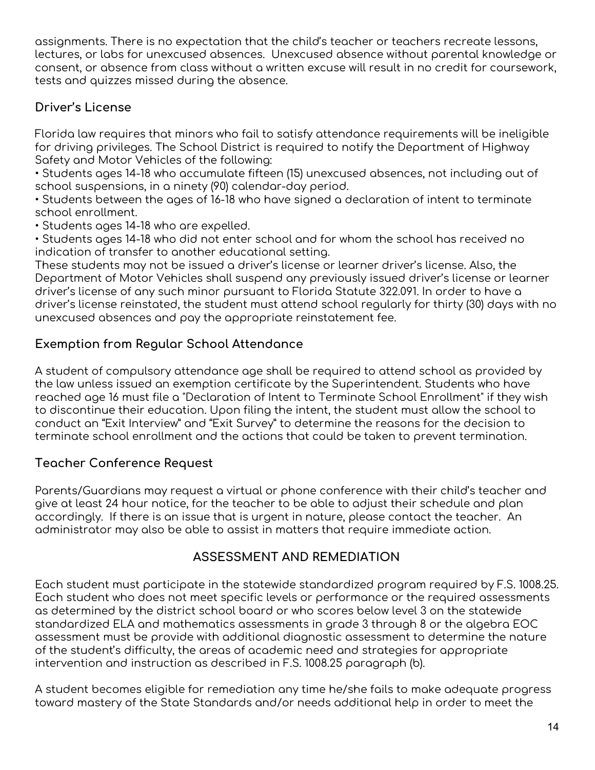assignments. There is no expectation that the child's teacher or teachers recreate lessons, lectures, or labs for unexcused absences. Unexcused absence without parental knowledge or consent, or absence from class without a written excuse will result in no credit for coursework, tests and quizzes missed during the absence.

### Driver's License

Florida law requires that minors who fail to satisfy attendance requirements will be ineligible for driving privileges. The School District is required to notify the Department of Highway Safety and Motor Vehicles of the following:

- Students ages 14-18 who accumulate fifteen (15) unexcused absences, not including out of school suspensions, in a ninety (90) calendar-day period.
- Students between the ages of 16-18 who have signed a declaration of intent to terminate school enrollment.
- Students ages 14-18 who are expelled.
- Students ages 14-18 who did not enter school and for whom the school has received no indication of transfer to another educational setting.

These students may not be issued a driver's license or learner driver's license. Also, the Department of Motor Vehicles shall suspend any previously issued driver's license or learner driver's license of any such minor pursuant to Florida Statute 322.091. In order to have a driver's license reinstated, the student must attend school regularly for thirty (30) days with no unexcused absences and pay the appropriate reinstatement fee.

### Exemption from Regular School Attendance

A student of compulsory attendance age shall be required to attend school as provided by the law unless issued an exemption certificate by the Superintendent. Students who have reached age 16 must file a "Declaration of Intent to Terminate School Enrollment" if they wish to discontinue their education. Upon filing the intent, the student must allow the school to conduct an "Exit Interview" and "Exit Survey" to determine the reasons for the decision to terminate school enrollment and the actions that could be taken to prevent termination.

### Teacher Conference Request

Parents/Guardians may request a virtual or phone conference with their child's teacher and give at least 24 hour notice, for the teacher to be able to adjust their schedule and plan accordingly. If there is an issue that is urgent in nature, please contact the teacher. An administrator may also be able to assist in matters that require immediate action.

## ASSESSMENT AND REMEDIATION

Each student must participate in the statewide standardized program required by F.S. 1008.25. Each student who does not meet specific levels or performance or the required assessments as determined by the district school board or who scores below level 3 on the statewide standardized ELA and mathematics assessments in grade 3 through 8 or the algebra EOC assessment must be provide with additional diagnostic assessment to determine the nature of the student's difficulty, the areas of academic need and strategies for appropriate intervention and instruction as described in F.S. 1008.25 paragraph (b).

A student becomes eligible for remediation any time he/she fails to make adequate progress toward mastery of the State Standards and/or needs additional help in order to meet the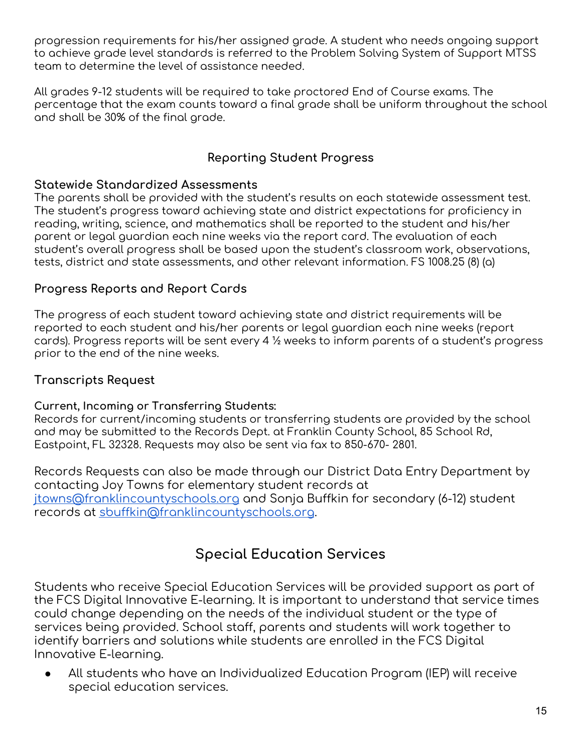progression requirements for his/her assigned grade. A student who needs ongoing support to achieve grade level standards is referred to the Problem Solving System of Support MTSS team to determine the level of assistance needed.

All grades 9-12 students will be required to take proctored End of Course exams. The percentage that the exam counts toward a final grade shall be uniform throughout the school and shall be 30% of the final grade.

## Reporting Student Progress

### Statewide Standardized Assessments

The parents shall be provided with the student's results on each statewide assessment test. The student's progress toward achieving state and district expectations for proficiency in reading, writing, science, and mathematics shall be reported to the student and his/her parent or legal guardian each nine weeks via the report card. The evaluation of each student's overall progress shall be based upon the student's classroom work, observations, tests, district and state assessments, and other relevant information. FS 1008.25 (8) (a)

### Progress Reports and Report Cards

The progress of each student toward achieving state and district requirements will be reported to each student and his/her parents or legal guardian each nine weeks (report cards). Progress reports will be sent every 4 ½ weeks to inform parents of a student's progress prior to the end of the nine weeks.

### Transcripts Request

**Current, Incoming or Transferring Students:**
Records for current/incoming students or transferring students are provided by the school and may be submitted to the Records Dept. at Franklin County School, 85 School Rd, Eastpoint, FL 32328. Requests may also be sent via fax to 850-670- 2801.

Records Requests can also be made through our District Data Entry Department by contacting Joy Towns for elementary student records at jtowns@franklincountyschools.org and Sonja Buffkin for secondary (6-12) student records at sbuffkin@franklincountyschools.org.

## Special Education Services

Students who receive Special Education Services will be provided support as part of the FCS Digital Innovative E-learning. It is important to understand that service times could change depending on the needs of the individual student or the type of services being provided. School staff, parents and students will work together to identify barriers and solutions while students are enrolled in the FCS Digital Innovative E-learning.

- All students who have an Individualized Education Program (IEP) will receive special education services.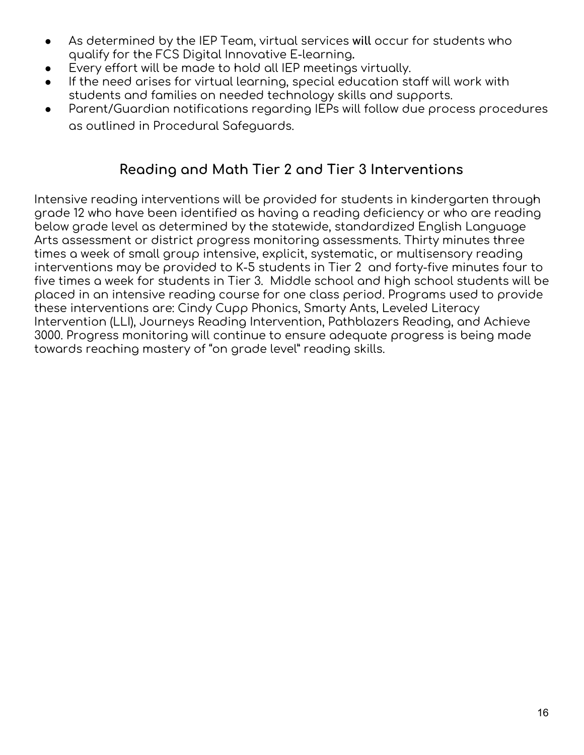- As determined by the IEP Team, virtual services **will** occur for students who qualify for the FCS Digital Innovative E-learning.
- Every effort will be made to hold all IEP meetings virtually.
- If the need arises for virtual learning, special education staff will work with students and families on needed technology skills and supports.
- Parent/Guardian notifications regarding IEPs will follow due process procedures as outlined in Procedural Safeguards.

## Reading and Math Tier 2 and Tier 3 Interventions

Intensive reading interventions will be provided for students in kindergarten through grade 12 who have been identified as having a reading deficiency or who are reading below grade level as determined by the statewide, standardized English Language Arts assessment or district progress monitoring assessments. Thirty minutes three times a week of small group intensive, explicit, systematic, or multisensory reading interventions may be provided to K-5 students in Tier 2 and forty-five minutes four to five times a week for students in Tier 3. Middle school and high school students will be placed in an intensive reading course for one class period. Programs used to provide these interventions are: Cindy Cupp Phonics, Smarty Ants, Leveled Literacy Intervention (LLI), Journeys Reading Intervention, Pathblazers Reading, and Achieve 3000. Progress monitoring will continue to ensure adequate progress is being made towards reaching mastery of "on grade level" reading skills.